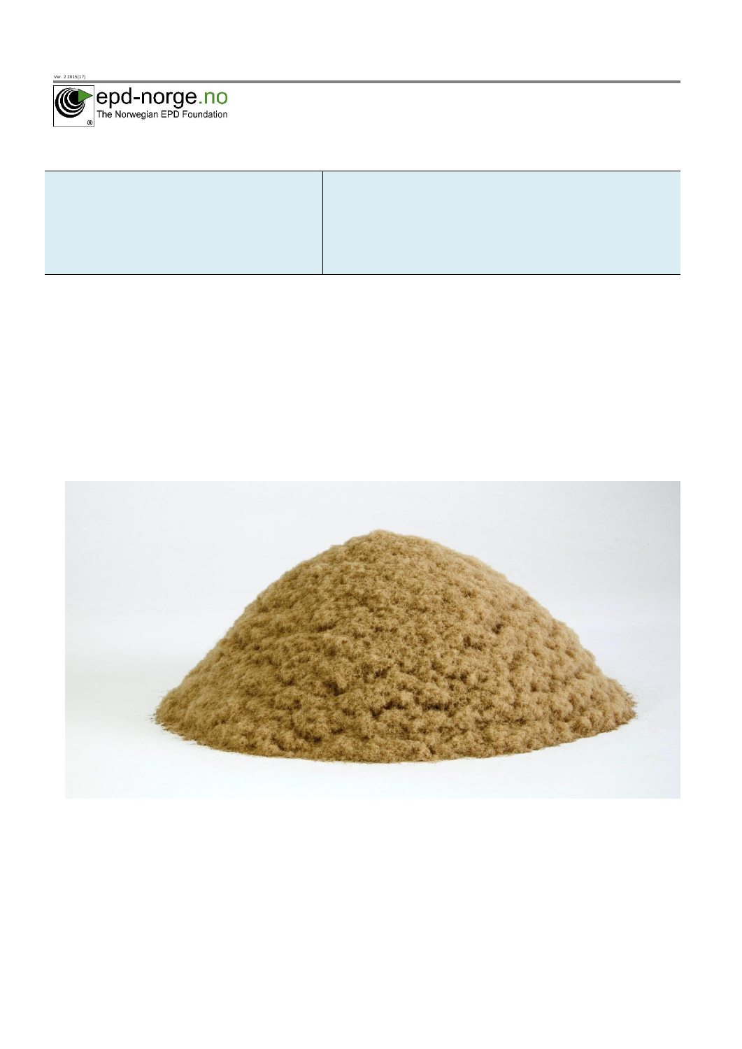Ver. 2 2015(17)

epd-norge.no
The Norwegian EPD Foundation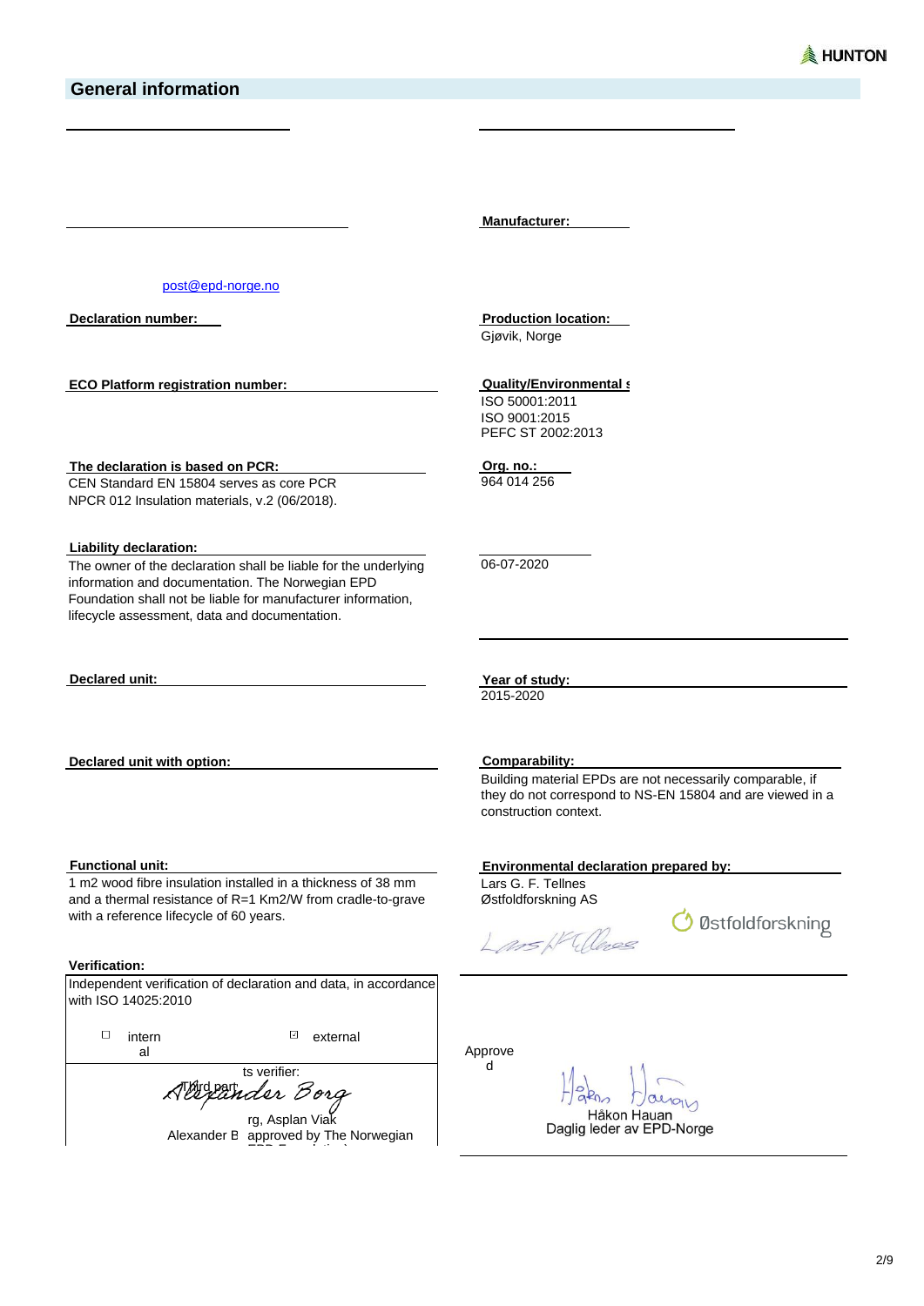## General information

post@epd-norge.no

**Declaration number:**

**ECO Platform registration number:**

**The declaration is based on PCR:**
CEN Standard EN 15804 serves as core PCR
NPCR 012 Insulation materials, v.2 (06/2018).

**Liability declaration:**
The owner of the declaration shall be liable for the underlying information and documentation. The Norwegian EPD Foundation shall not be liable for manufacturer information, lifecycle assessment, data and documentation.

**Declared unit:**

**Declared unit with option:**

**Functional unit:**
1 m2 wood fibre insulation installed in a thickness of 38 mm and a thermal resistance of R=1 Km2/W from cradle-to-grave with a reference lifecycle of 60 years.

**Verification:**

Independent verification of declaration and data, in accordance with ISO 14025:2010

☐ internal ☑ external

Third party verifier:

Alexander Borg

Alexander Borg, Asplan Viak (approved by The Norwegian EPD Foundation)

**Manufacturer:**

**Production location:**
Gjøvik, Norge

**Quality/Environmental system:**
ISO 50001:2011
ISO 9001:2015
PEFC ST 2002:2013

**Org. no.:**
964 014 256

06-07-2020

**Year of study:**
2015-2020

**Comparability:**
Building material EPDs are not necessarily comparable, if they do not correspond to NS-EN 15804 and are viewed in a construction context.

**Environmental declaration prepared by:**
Lars G. F. Tellnes
Østfoldforskning AS

Approved

Håkon Hauan
Daglig leder av EPD-Norge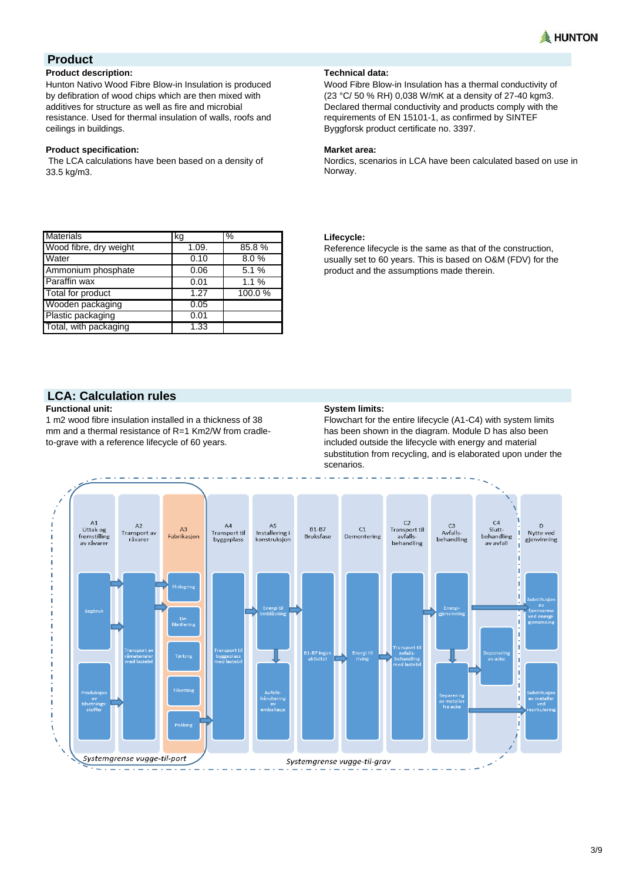## Product

**Product description:**

Hunton Nativo Wood Fibre Blow-in Insulation is produced by defibration of wood chips which are then mixed with additives for structure as well as fire and microbial resistance. Used for thermal insulation of walls, roofs and ceilings in buildings.

**Product specification:**

The LCA calculations have been based on a density of 33.5 kg/m3.

**Technical data:**

Wood Fibre Blow-in Insulation has a thermal conductivity of (23 °C/ 50 % RH) 0,038 W/mK at a density of 27-40 kgm3. Declared thermal conductivity and products comply with the requirements of EN 15101-1, as confirmed by SINTEF Byggforsk product certificate no. 3397.

**Market area:**

Nordics, scenarios in LCA have been calculated based on use in Norway.

| Materials | kg | % |
|---|---|---|
| Wood fibre, dry weight | 1.09. | 85.8 % |
| Water | 0.10 | 8.0 % |
| Ammonium phosphate | 0.06 | 5.1 % |
| Paraffin wax | 0.01 | 1.1 % |
| Total for product | 1.27 | 100.0 % |
| Wooden packaging | 0.05 | |
| Plastic packaging | 0.01 | |
| Total, with packaging | 1.33 | |

**Lifecycle:**

Reference lifecycle is the same as that of the construction, usually set to 60 years. This is based on O&M (FDV) for the product and the assumptions made therein.

## LCA: Calculation rules

**Functional unit:**

1 m2 wood fibre insulation installed in a thickness of 38 mm and a thermal resistance of R=1 Km2/W from cradle-to-grave with a reference lifecycle of 60 years.

**System limits:**

Flowchart for the entire lifecycle (A1-C4) with system limits has been shown in the diagram. Module D has also been included outside the lifecycle with energy and material substitution from recycling, and is elaborated upon under the scenarios.

A1 Uttak og fremstilling av råvarer: Sagbruk; Produksjon av tilsetningsstoffer
A2 Transport av råvarer: Transport av råmaterialer med lastebil
A3 Fabrikasjon: Flislegging; De-fibrillering; Tørking; Tilsetting; Pakking
A4 Transport til byggeplass: Transport til byggeplass med lastebil
A5 Installering i konstruksjon: Energi til innblåsning; Avfallshåndtering av emballasje
B1-B7 Bruksfase: B1-B7 Ingen aktivitet
C1 Demontering: Energi til riving
C2 Transport til avfallsbehandling: Transport til avfallsbehandling med lastebil
C3 Avfallsbehandling: Energigjenvinning; Separering av metaller fra aske
C4 Sluttbehandling av avfall: Deponering av aske
D Nytte ved gjenvinning: Substitusjon av fjernvarme ved energigjenvinning; Substitusjon av metaller ved resirkulering

*Systemgrense vugge-til-port*

*Systemgrense vugge-til-grav*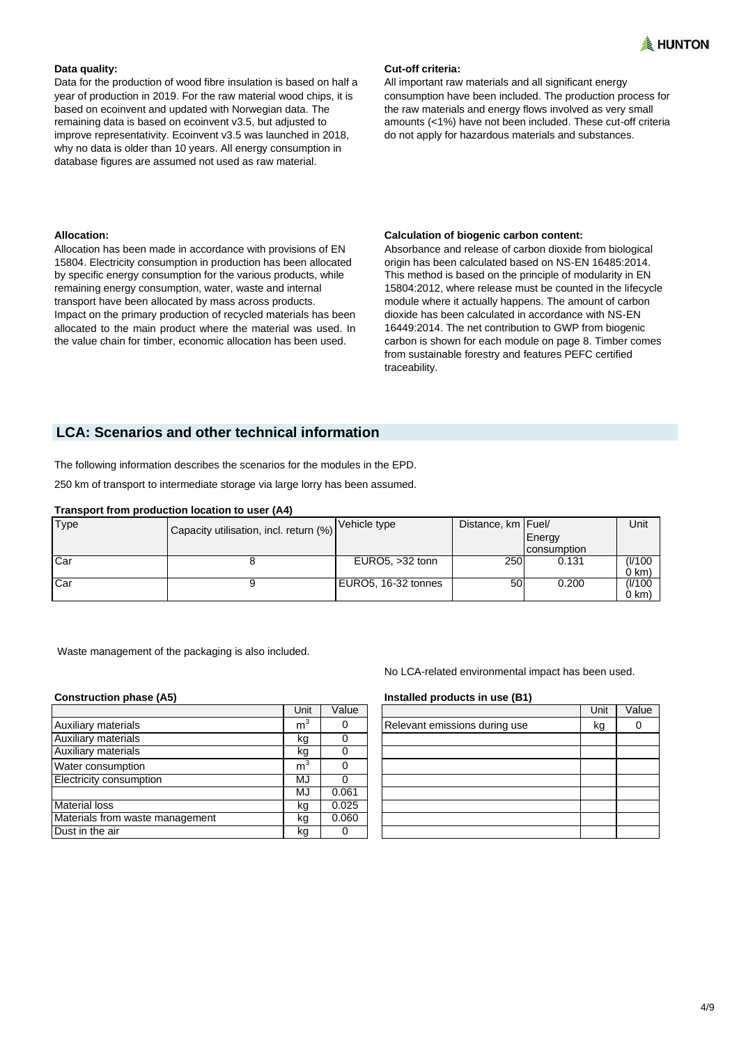### Data quality:

Data for the production of wood fibre insulation is based on half a year of production in 2019. For the raw material wood chips, it is based on ecoinvent and updated with Norwegian data. The remaining data is based on ecoinvent v3.5, but adjusted to improve representativity. Ecoinvent v3.5 was launched in 2018, why no data is older than 10 years. All energy consumption in database figures are assumed not used as raw material.

### Cut-off criteria:

All important raw materials and all significant energy consumption have been included. The production process for the raw materials and energy flows involved as very small amounts (<1%) have not been included. These cut-off criteria do not apply for hazardous materials and substances.

### Allocation:

Allocation has been made in accordance with provisions of EN 15804. Electricity consumption in production has been allocated by specific energy consumption for the various products, while remaining energy consumption, water, waste and internal transport have been allocated by mass across products.
Impact on the primary production of recycled materials has been allocated to the main product where the material was used. In the value chain for timber, economic allocation has been used.

### Calculation of biogenic carbon content:

Absorbance and release of carbon dioxide from biological origin has been calculated based on NS-EN 16485:2014. This method is based on the principle of modularity in EN 15804:2012, where release must be counted in the lifecycle module where it actually happens. The amount of carbon dioxide has been calculated in accordance with NS-EN 16449:2014. The net contribution to GWP from biogenic carbon is shown for each module on page 8. Timber comes from sustainable forestry and features PEFC certified traceability.

## LCA: Scenarios and other technical information

The following information describes the scenarios for the modules in the EPD.

250 km of transport to intermediate storage via large lorry has been assumed.

**Transport from production location to user (A4)**

| Type | Capacity utilisation, incl. return (%) | Vehicle type | Distance, km | Fuel/ Energy consumption | Unit |
|---|---|---|---|---|---|
| Car | 8 | EURO5, >32 tonn | 250 | 0.131 | (l/100 0 km) |
| Car | 9 | EURO5, 16-32 tonnes | 50 | 0.200 | (l/100 0 km) |

Waste management of the packaging is also included.

**Construction phase (A5)**

| | Unit | Value |
|---|---|---|
| Auxiliary materials | $m^3$ | 0 |
| Auxiliary materials | kg | 0 |
| Auxiliary materials | kg | 0 |
| Water consumption | $m^3$ | 0 |
| Electricity consumption | MJ | 0 |
| | MJ | 0.061 |
| Material loss | kg | 0.025 |
| Materials from waste management | kg | 0.060 |
| Dust in the air | kg | 0 |

No LCA-related environmental impact has been used.

**Installed products in use (B1)**

| | Unit | Value |
|---|---|---|
| Relevant emissions during use | kg | 0 |
| | | |
| | | |
| | | |
| | | |
| | | |
| | | |
| | | |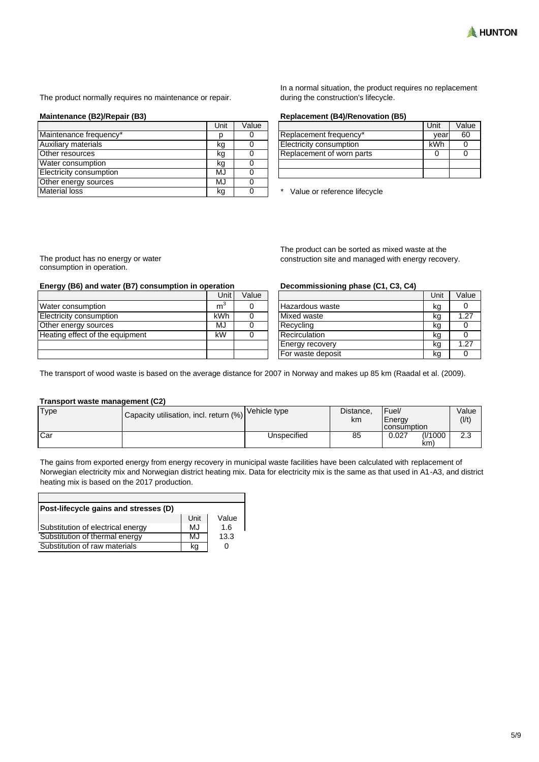The product normally requires no maintenance or repair.

**Maintenance (B2)/Repair (B3)**

| | Unit | Value |
|---|---|---|
| Maintenance frequency* | p | 0 |
| Auxiliary materials | kg | 0 |
| Other resources | kg | 0 |
| Water consumption | kg | 0 |
| Electricity consumption | MJ | 0 |
| Other energy sources | MJ | 0 |
| Material loss | kg | 0 |

In a normal situation, the product requires no replacement during the construction's lifecycle.

**Replacement (B4)/Renovation (B5)**

| | Unit | Value |
|---|---|---|
| Replacement frequency* | year | 60 |
| Electricity consumption | kWh | 0 |
| Replacement of worn parts | 0 | 0 |
| | | |
| | | |

\* Value or reference lifecycle

The product has no energy or water consumption in operation.

**Energy (B6) and water (B7) consumption in operation**

| | Unit | Value |
|---|---|---|
| Water consumption | $m^3$ | 0 |
| Electricity consumption | kWh | 0 |
| Other energy sources | MJ | 0 |
| Heating effect of the equipment | kW | 0 |
| | | |
| | | |

The product can be sorted as mixed waste at the construction site and managed with energy recovery.

**Decommissioning phase (C1, C3, C4)**

| | Unit | Value |
|---|---|---|
| Hazardous waste | kg | 0 |
| Mixed waste | kg | 1.27 |
| Recycling | kg | 0 |
| Recirculation | kg | 0 |
| Energy recovery | kg | 1.27 |
| For waste deposit | kg | 0 |

The transport of wood waste is based on the average distance for 2007 in Norway and makes up 85 km (Raadal et al. (2009).

**Transport waste management (C2)**

| Type | Capacity utilisation, incl. return (%) | Vehicle type | Distance, km | Fuel/ Energy consumption | | Value (l/t) |
|---|---|---|---|---|---|---|
| Car | | Unspecified | 85 | 0.027 | (l/1000 km) | 2.3 |

The gains from exported energy from energy recovery in municipal waste facilities have been calculated with replacement of Norwegian electricity mix and Norwegian district heating mix. Data for electricity mix is the same as that used in A1-A3, and district heating mix is based on the 2017 production.

**Post-lifecycle gains and stresses (D)**

| | Unit | Value |
|---|---|---|
| Substitution of electrical energy | MJ | 1.6 |
| Substitution of thermal energy | MJ | 13.3 |
| Substitution of raw materials | kg | 0 |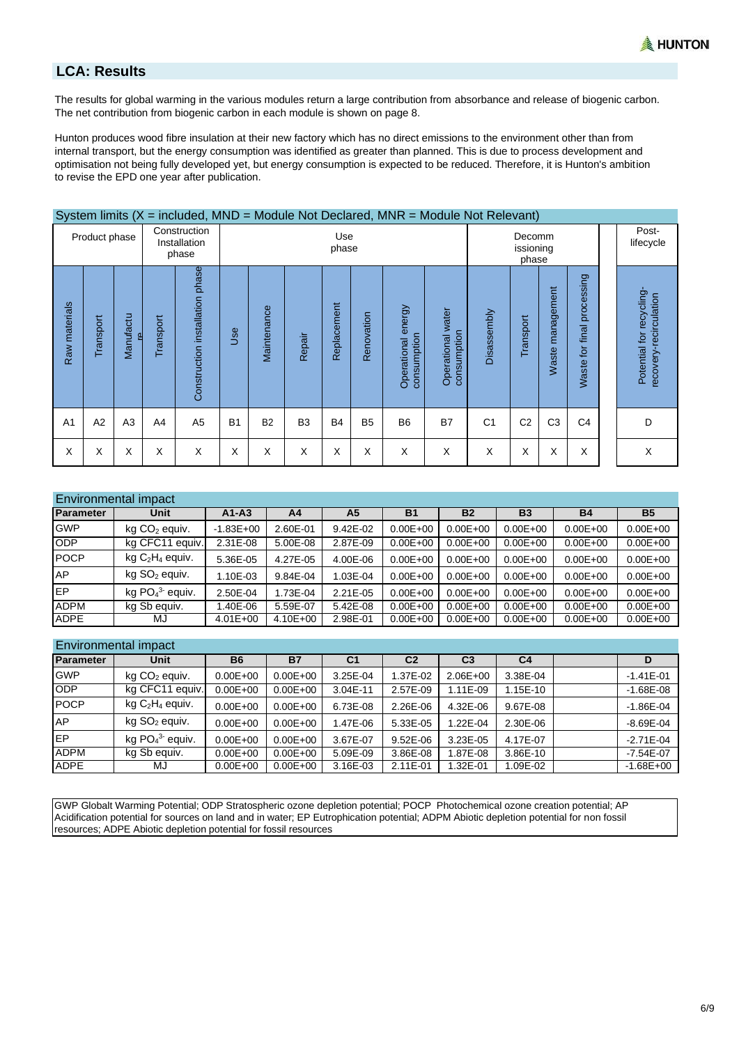## LCA: Results

The results for global warming in the various modules return a large contribution from absorbance and release of biogenic carbon. The net contribution from biogenic carbon in each module is shown on page 8.

Hunton produces wood fibre insulation at their new factory which has no direct emissions to the environment other than from internal transport, but the energy consumption was identified as greater than planned. This is due to process development and optimisation not being fully developed yet, but energy consumption is expected to be reduced. Therefore, it is Hunton's ambition to revise the EPD one year after publication.

System limits (X = included, MND = Module Not Declared, MNR = Module Not Relevant)

| Product phase | | | Construction Installation phase | | Use phase | | | | | | | Decommissioning phase | | | | Post-lifecycle |
|---|---|---|---|---|---|---|---|---|---|---|---|---|---|---|---|---|
| Raw materials | Transport | Manufacture | Transport | Construction installation phase | Use | Maintenance | Repair | Replacement | Renovation | Operational energy consumption | Operational water consumption | Disassembly | Transport | Waste management | Waste for final processing | Potential for recycling-recovery-recirculation |
| A1 | A2 | A3 | A4 | A5 | B1 | B2 | B3 | B4 | B5 | B6 | B7 | C1 | C2 | C3 | C4 | D |
| X | X | X | X | X | X | X | X | X | X | X | X | X | X | X | X | X |

Environmental impact

| Parameter | Unit | A1-A3 | A4 | A5 | B1 | B2 | B3 | B4 | B5 |
|---|---|---|---|---|---|---|---|---|---|
| GWP | kg $CO_2$ equiv. | -1.83E+00 | 2.60E-01 | 9.42E-02 | 0.00E+00 | 0.00E+00 | 0.00E+00 | 0.00E+00 | 0.00E+00 |
| ODP | kg CFC11 equiv. | 2.31E-08 | 5.00E-08 | 2.87E-09 | 0.00E+00 | 0.00E+00 | 0.00E+00 | 0.00E+00 | 0.00E+00 |
| POCP | kg $C_2H_4$ equiv. | 5.36E-05 | 4.27E-05 | 4.00E-06 | 0.00E+00 | 0.00E+00 | 0.00E+00 | 0.00E+00 | 0.00E+00 |
| AP | kg $SO_2$ equiv. | 1.10E-03 | 9.84E-04 | 1.03E-04 | 0.00E+00 | 0.00E+00 | 0.00E+00 | 0.00E+00 | 0.00E+00 |
| EP | kg $PO_4^{3-}$ equiv. | 2.50E-04 | 1.73E-04 | 2.21E-05 | 0.00E+00 | 0.00E+00 | 0.00E+00 | 0.00E+00 | 0.00E+00 |
| ADPM | kg Sb equiv. | 1.40E-06 | 5.59E-07 | 5.42E-08 | 0.00E+00 | 0.00E+00 | 0.00E+00 | 0.00E+00 | 0.00E+00 |
| ADPE | MJ | 4.01E+00 | 4.10E+00 | 2.98E-01 | 0.00E+00 | 0.00E+00 | 0.00E+00 | 0.00E+00 | 0.00E+00 |

Environmental impact

| Parameter | Unit | B6 | B7 | C1 | C2 | C3 | C4 | | D |
|---|---|---|---|---|---|---|---|---|---|
| GWP | kg $CO_2$ equiv. | 0.00E+00 | 0.00E+00 | 3.25E-04 | 1.37E-02 | 2.06E+00 | 3.38E-04 | | -1.41E-01 |
| ODP | kg CFC11 equiv. | 0.00E+00 | 0.00E+00 | 3.04E-11 | 2.57E-09 | 1.11E-09 | 1.15E-10 | | -1.68E-08 |
| POCP | kg $C_2H_4$ equiv. | 0.00E+00 | 0.00E+00 | 6.73E-08 | 2.26E-06 | 4.32E-06 | 9.67E-08 | | -1.86E-04 |
| AP | kg $SO_2$ equiv. | 0.00E+00 | 0.00E+00 | 1.47E-06 | 5.33E-05 | 1.22E-04 | 2.30E-06 | | -8.69E-04 |
| EP | kg $PO_4^{3-}$ equiv. | 0.00E+00 | 0.00E+00 | 3.67E-07 | 9.52E-06 | 3.23E-05 | 4.17E-07 | | -2.71E-04 |
| ADPM | kg Sb equiv. | 0.00E+00 | 0.00E+00 | 5.09E-09 | 3.86E-08 | 1.87E-08 | 3.86E-10 | | -7.54E-07 |
| ADPE | MJ | 0.00E+00 | 0.00E+00 | 3.16E-03 | 2.11E-01 | 1.32E-01 | 1.09E-02 | | -1.68E+00 |

GWP Globalt Warming Potential; ODP Stratospheric ozone depletion potential; POCP Photochemical ozone creation potential; AP Acidification potential for sources on land and in water; EP Eutrophication potential; ADPM Abiotic depletion potential for non fossil resources; ADPE Abiotic depletion potential for fossil resources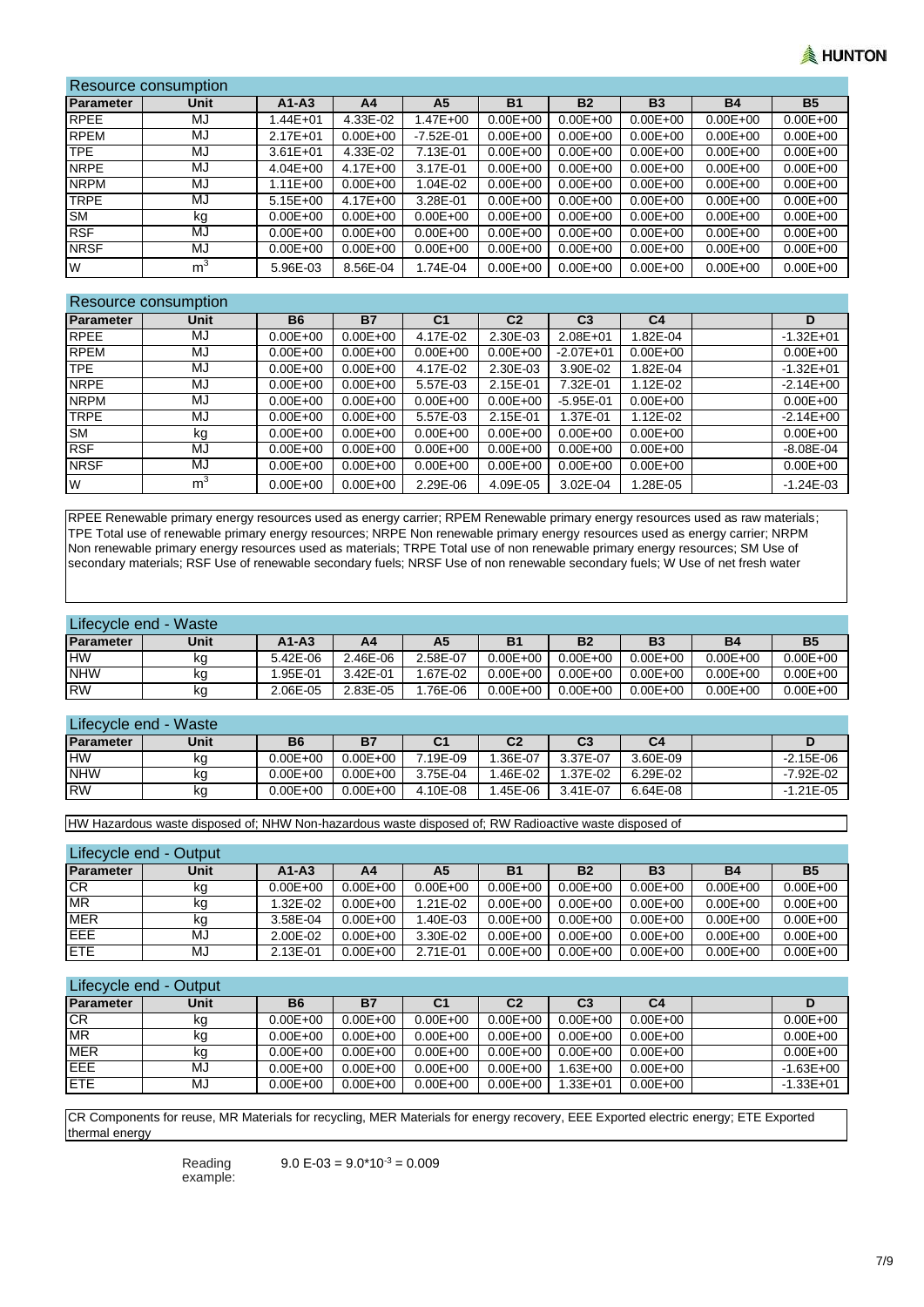## Resource consumption

| Parameter | Unit | A1-A3 | A4 | A5 | B1 | B2 | B3 | B4 | B5 |
|---|---|---|---|---|---|---|---|---|---|
| RPEE | MJ | 1.44E+01 | 4.33E-02 | 1.47E+00 | 0.00E+00 | 0.00E+00 | 0.00E+00 | 0.00E+00 | 0.00E+00 |
| RPEM | MJ | 2.17E+01 | 0.00E+00 | -7.52E-01 | 0.00E+00 | 0.00E+00 | 0.00E+00 | 0.00E+00 | 0.00E+00 |
| TPE | MJ | 3.61E+01 | 4.33E-02 | 7.13E-01 | 0.00E+00 | 0.00E+00 | 0.00E+00 | 0.00E+00 | 0.00E+00 |
| NRPE | MJ | 4.04E+00 | 4.17E+00 | 3.17E-01 | 0.00E+00 | 0.00E+00 | 0.00E+00 | 0.00E+00 | 0.00E+00 |
| NRPM | MJ | 1.11E+00 | 0.00E+00 | 1.04E-02 | 0.00E+00 | 0.00E+00 | 0.00E+00 | 0.00E+00 | 0.00E+00 |
| TRPE | MJ | 5.15E+00 | 4.17E+00 | 3.28E-01 | 0.00E+00 | 0.00E+00 | 0.00E+00 | 0.00E+00 | 0.00E+00 |
| SM | kg | 0.00E+00 | 0.00E+00 | 0.00E+00 | 0.00E+00 | 0.00E+00 | 0.00E+00 | 0.00E+00 | 0.00E+00 |
| RSF | MJ | 0.00E+00 | 0.00E+00 | 0.00E+00 | 0.00E+00 | 0.00E+00 | 0.00E+00 | 0.00E+00 | 0.00E+00 |
| NRSF | MJ | 0.00E+00 | 0.00E+00 | 0.00E+00 | 0.00E+00 | 0.00E+00 | 0.00E+00 | 0.00E+00 | 0.00E+00 |
| W | $m^3$ | 5.96E-03 | 8.56E-04 | 1.74E-04 | 0.00E+00 | 0.00E+00 | 0.00E+00 | 0.00E+00 | 0.00E+00 |

## Resource consumption

| Parameter | Unit | B6 | B7 | C1 | C2 | C3 | C4 | | D |
|---|---|---|---|---|---|---|---|---|---|
| RPEE | MJ | 0.00E+00 | 0.00E+00 | 4.17E-02 | 2.30E-03 | 2.08E+01 | 1.82E-04 | | -1.32E+01 |
| RPEM | MJ | 0.00E+00 | 0.00E+00 | 0.00E+00 | 0.00E+00 | -2.07E+01 | 0.00E+00 | | 0.00E+00 |
| TPE | MJ | 0.00E+00 | 0.00E+00 | 4.17E-02 | 2.30E-03 | 3.90E-02 | 1.82E-04 | | -1.32E+01 |
| NRPE | MJ | 0.00E+00 | 0.00E+00 | 5.57E-03 | 2.15E-01 | 7.32E-01 | 1.12E-02 | | -2.14E+00 |
| NRPM | MJ | 0.00E+00 | 0.00E+00 | 0.00E+00 | 0.00E+00 | -5.95E-01 | 0.00E+00 | | 0.00E+00 |
| TRPE | MJ | 0.00E+00 | 0.00E+00 | 5.57E-03 | 2.15E-01 | 1.37E-01 | 1.12E-02 | | -2.14E+00 |
| SM | kg | 0.00E+00 | 0.00E+00 | 0.00E+00 | 0.00E+00 | 0.00E+00 | 0.00E+00 | | 0.00E+00 |
| RSF | MJ | 0.00E+00 | 0.00E+00 | 0.00E+00 | 0.00E+00 | 0.00E+00 | 0.00E+00 | | -8.08E-04 |
| NRSF | MJ | 0.00E+00 | 0.00E+00 | 0.00E+00 | 0.00E+00 | 0.00E+00 | 0.00E+00 | | 0.00E+00 |
| W | $m^3$ | 0.00E+00 | 0.00E+00 | 2.29E-06 | 4.09E-05 | 3.02E-04 | 1.28E-05 | | -1.24E-03 |

RPEE Renewable primary energy resources used as energy carrier; RPEM Renewable primary energy resources used as raw materials; TPE Total use of renewable primary energy resources; NRPE Non renewable primary energy resources used as energy carrier; NRPM Non renewable primary energy resources used as materials; TRPE Total use of non renewable primary energy resources; SM Use of secondary materials; RSF Use of renewable secondary fuels; NRSF Use of non renewable secondary fuels; W Use of net fresh water

## Lifecycle end - Waste

| Parameter | Unit | A1-A3 | A4 | A5 | B1 | B2 | B3 | B4 | B5 |
|---|---|---|---|---|---|---|---|---|---|
| HW | kg | 5.42E-06 | 2.46E-06 | 2.58E-07 | 0.00E+00 | 0.00E+00 | 0.00E+00 | 0.00E+00 | 0.00E+00 |
| NHW | kg | 1.95E-01 | 3.42E-01 | 1.67E-02 | 0.00E+00 | 0.00E+00 | 0.00E+00 | 0.00E+00 | 0.00E+00 |
| RW | kg | 2.06E-05 | 2.83E-05 | 1.76E-06 | 0.00E+00 | 0.00E+00 | 0.00E+00 | 0.00E+00 | 0.00E+00 |

## Lifecycle end - Waste

| Parameter | Unit | B6 | B7 | C1 | C2 | C3 | C4 | | D |
|---|---|---|---|---|---|---|---|---|---|
| HW | kg | 0.00E+00 | 0.00E+00 | 7.19E-09 | 1.36E-07 | 3.37E-07 | 3.60E-09 | | -2.15E-06 |
| NHW | kg | 0.00E+00 | 0.00E+00 | 3.75E-04 | 1.46E-02 | 1.37E-02 | 6.29E-02 | | -7.92E-02 |
| RW | kg | 0.00E+00 | 0.00E+00 | 4.10E-08 | 1.45E-06 | 3.41E-07 | 6.64E-08 | | -1.21E-05 |

HW Hazardous waste disposed of; NHW Non-hazardous waste disposed of; RW Radioactive waste disposed of

## Lifecycle end - Output

| Parameter | Unit | A1-A3 | A4 | A5 | B1 | B2 | B3 | B4 | B5 |
|---|---|---|---|---|---|---|---|---|---|
| CR | kg | 0.00E+00 | 0.00E+00 | 0.00E+00 | 0.00E+00 | 0.00E+00 | 0.00E+00 | 0.00E+00 | 0.00E+00 |
| MR | kg | 1.32E-02 | 0.00E+00 | 1.21E-02 | 0.00E+00 | 0.00E+00 | 0.00E+00 | 0.00E+00 | 0.00E+00 |
| MER | kg | 3.58E-04 | 0.00E+00 | 1.40E-03 | 0.00E+00 | 0.00E+00 | 0.00E+00 | 0.00E+00 | 0.00E+00 |
| EEE | MJ | 2.00E-02 | 0.00E+00 | 3.30E-02 | 0.00E+00 | 0.00E+00 | 0.00E+00 | 0.00E+00 | 0.00E+00 |
| ETE | MJ | 2.13E-01 | 0.00E+00 | 2.71E-01 | 0.00E+00 | 0.00E+00 | 0.00E+00 | 0.00E+00 | 0.00E+00 |

## Lifecycle end - Output

| Parameter | Unit | B6 | B7 | C1 | C2 | C3 | C4 | | D |
|---|---|---|---|---|---|---|---|---|---|
| CR | kg | 0.00E+00 | 0.00E+00 | 0.00E+00 | 0.00E+00 | 0.00E+00 | 0.00E+00 | | 0.00E+00 |
| MR | kg | 0.00E+00 | 0.00E+00 | 0.00E+00 | 0.00E+00 | 0.00E+00 | 0.00E+00 | | 0.00E+00 |
| MER | kg | 0.00E+00 | 0.00E+00 | 0.00E+00 | 0.00E+00 | 0.00E+00 | 0.00E+00 | | 0.00E+00 |
| EEE | MJ | 0.00E+00 | 0.00E+00 | 0.00E+00 | 0.00E+00 | 1.63E+00 | 0.00E+00 | | -1.63E+00 |
| ETE | MJ | 0.00E+00 | 0.00E+00 | 0.00E+00 | 0.00E+00 | 1.33E+01 | 0.00E+00 | | -1.33E+01 |

CR Components for reuse, MR Materials for recycling, MER Materials for energy recovery, EEE Exported electric energy; ETE Exported thermal energy

Reading example: 9.0 E-03 = $9.0*10^{-3}$ = 0.009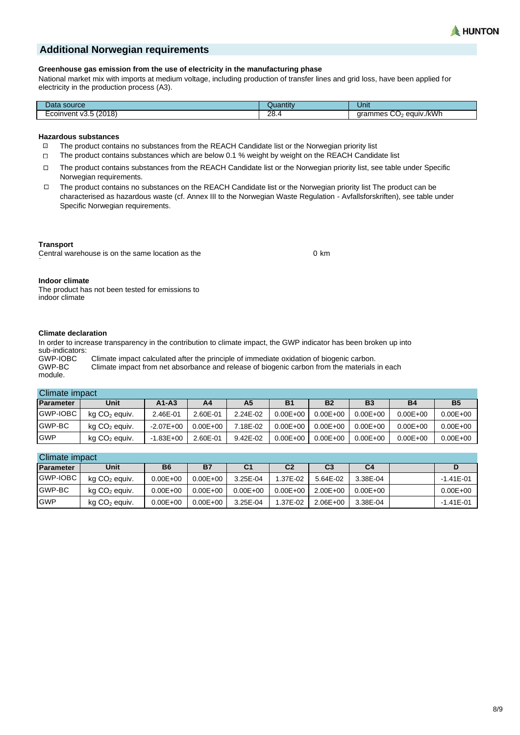## Additional Norwegian requirements

**Greenhouse gas emission from the use of electricity in the manufacturing phase**

National market mix with imports at medium voltage, including production of transfer lines and grid loss, have been applied for electricity in the production process (A3).

| Data source | Quantity | Unit |
|---|---|---|
| Ecoinvent v3.5 (2018) | 28.4 | grammes $CO_2$ equiv./kWh |

**Hazardous substances**

- ☒ The product contains no substances from the REACH Candidate list or the Norwegian priority list
- ☐ The product contains substances which are below 0.1 % weight by weight on the REACH Candidate list
- ☐ The product contains substances from the REACH Candidate list or the Norwegian priority list, see table under Specific Norwegian requirements.
- ☐ The product contains no substances on the REACH Candidate list or the Norwegian priority list The product can be characterised as hazardous waste (cf. Annex III to the Norwegian Waste Regulation - Avfallsforskriften), see table under Specific Norwegian requirements.

**Transport**

Central warehouse is on the same location as the f 0 km

**Indoor climate**

The product has not been tested for emissions to indoor climate

**Climate declaration**

In order to increase transparency in the contribution to climate impact, the GWP indicator has been broken up into sub-indicators:

GWP-IOBC Climate impact calculated after the principle of immediate oxidation of biogenic carbon.
GWP-BC Climate impact from net absorbance and release of biogenic carbon from the materials in each module.

| Climate impact | | | | | | | | | |
|---|---|---|---|---|---|---|---|---|---|
| **Parameter** | **Unit** | **A1-A3** | **A4** | **A5** | **B1** | **B2** | **B3** | **B4** | **B5** |
| GWP-IOBC | kg $CO_2$ equiv. | 2.46E-01 | 2.60E-01 | 2.24E-02 | 0.00E+00 | 0.00E+00 | 0.00E+00 | 0.00E+00 | 0.00E+00 |
| GWP-BC | kg $CO_2$ equiv. | -2.07E+00 | 0.00E+00 | 7.18E-02 | 0.00E+00 | 0.00E+00 | 0.00E+00 | 0.00E+00 | 0.00E+00 |
| GWP | kg $CO_2$ equiv. | -1.83E+00 | 2.60E-01 | 9.42E-02 | 0.00E+00 | 0.00E+00 | 0.00E+00 | 0.00E+00 | 0.00E+00 |

| Climate impact | | | | | | | | | |
|---|---|---|---|---|---|---|---|---|---|
| **Parameter** | **Unit** | **B6** | **B7** | **C1** | **C2** | **C3** | **C4** | | **D** |
| GWP-IOBC | kg $CO_2$ equiv. | 0.00E+00 | 0.00E+00 | 3.25E-04 | 1.37E-02 | 5.64E-02 | 3.38E-04 | | -1.41E-01 |
| GWP-BC | kg $CO_2$ equiv. | 0.00E+00 | 0.00E+00 | 0.00E+00 | 0.00E+00 | 2.00E+00 | 0.00E+00 | | 0.00E+00 |
| GWP | kg $CO_2$ equiv. | 0.00E+00 | 0.00E+00 | 3.25E-04 | 1.37E-02 | 2.06E+00 | 3.38E-04 | | -1.41E-01 |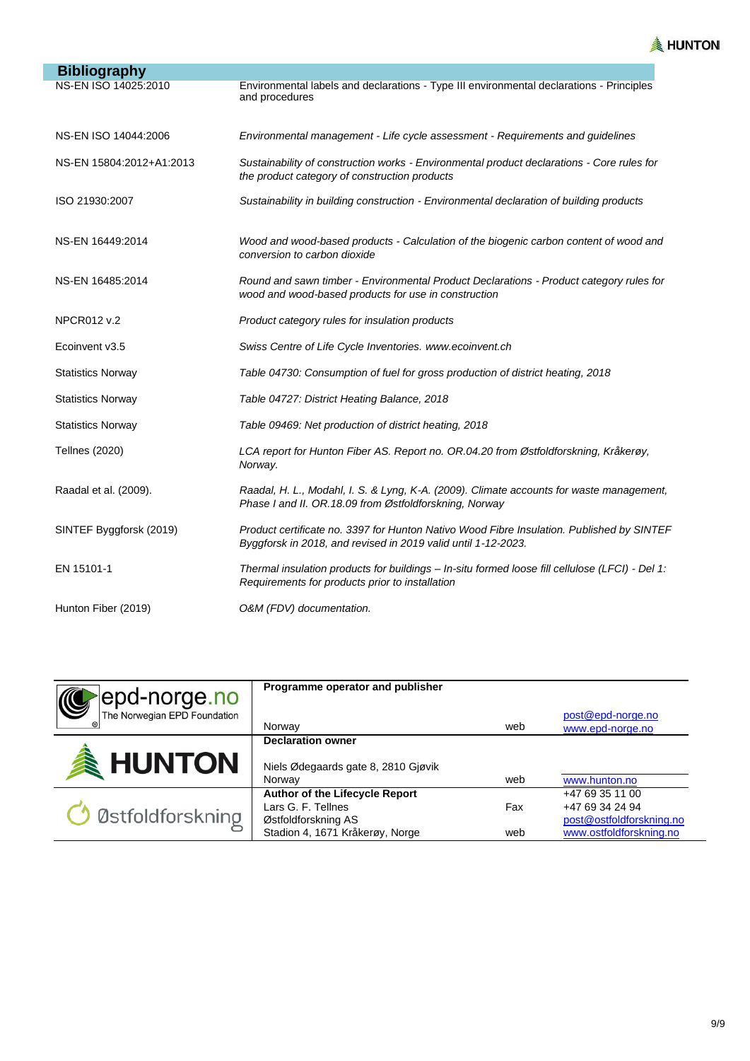## Bibliography

| | |
|---|---|
| NS-EN ISO 14025:2010 | Environmental labels and declarations - Type III environmental declarations - Principles and procedures |
| NS-EN ISO 14044:2006 | *Environmental management - Life cycle assessment - Requirements and guidelines* |
| NS-EN 15804:2012+A1:2013 | *Sustainability of construction works - Environmental product declarations - Core rules for the product category of construction products* |
| ISO 21930:2007 | *Sustainability in building construction - Environmental declaration of building products* |
| NS-EN 16449:2014 | *Wood and wood-based products - Calculation of the biogenic carbon content of wood and conversion to carbon dioxide* |
| NS-EN 16485:2014 | *Round and sawn timber - Environmental Product Declarations - Product category rules for wood and wood-based products for use in construction* |
| NPCR012 v.2 | *Product category rules for insulation products* |
| Ecoinvent v3.5 | *Swiss Centre of Life Cycle Inventories. www.ecoinvent.ch* |
| Statistics Norway | *Table 04730: Consumption of fuel for gross production of district heating, 2018* |
| Statistics Norway | *Table 04727: District Heating Balance, 2018* |
| Statistics Norway | *Table 09469: Net production of district heating, 2018* |
| Tellnes (2020) | *LCA report for Hunton Fiber AS. Report no. OR.04.20 from Østfoldforskning, Kråkerøy, Norway.* |
| Raadal et al. (2009). | *Raadal, H. L., Modahl, I. S. & Lyng, K-A. (2009). Climate accounts for waste management, Phase I and II. OR.18.09 from Østfoldforskning, Norway* |
| SINTEF Byggforsk (2019) | *Product certificate no. 3397 for Hunton Nativo Wood Fibre Insulation. Published by SINTEF Byggforsk in 2018, and revised in 2019 valid until 1-12-2023.* |
| EN 15101-1 | *Thermal insulation products for buildings – In-situ formed loose fill cellulose (LFCI) - Del 1: Requirements for products prior to installation* |
| Hunton Fiber (2019) | *O&M (FDV) documentation.* |

| | | | |
|---|---|---|---|
| epd-norge.no The Norwegian EPD Foundation | **Programme operator and publisher** | | |
| | Norway | web | post@epd-norge.no<br>www.epd-norge.no |
| HUNTON | **Declaration owner** | | |
| | Niels Ødegaards gate 8, 2810 Gjøvik<br>Norway | web | www.hunton.no |
| Østfoldforskning | **Author of the Lifecycle Report** | | +47 69 35 11 00 |
| | Lars G. F. Tellnes | Fax | +47 69 34 24 94 |
| | Østfoldforskning AS | | post@ostfoldforskning.no |
| | Stadion 4, 1671 Kråkerøy, Norge | web | www.ostfoldforskning.no |